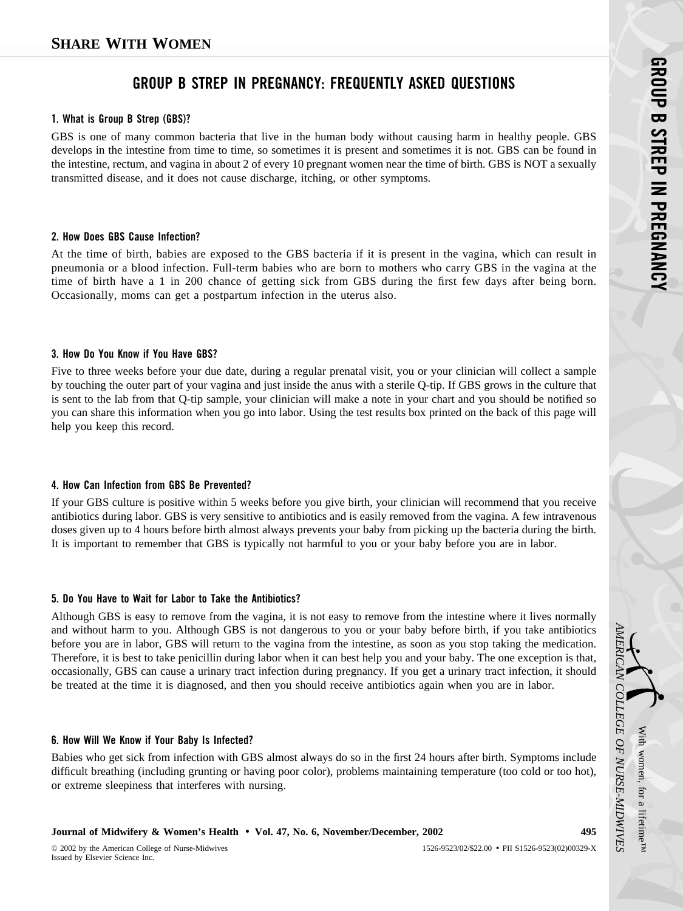# SHARE WITH WOMEN

## GROUP B STREP IN PREGNANCY: FREQUENTLY ASKED QUESTIONS

### 1. What is Group B Strep (GBS)?

GBS is one of many common bacteria that live in the human body without causing harm in healthy people. GBS develops in the intestine from time to time, so sometimes it is present and sometimes it is not. GBS can be found in the intestine, rectum, and vagina in about 2 of every 10 pregnant women near the time of birth. GBS is NOT a sexually transmitted disease, and it does not cause discharge, itching, or other symptoms.

### 2. How Does GBS Cause Infection?

At the time of birth, babies are exposed to the GBS bacteria if it is present in the vagina, which can result in pneumonia or a blood infection. Full-term babies who are born to mothers who carry GBS in the vagina at the time of birth have a 1 in 200 chance of getting sick from GBS during the first few days after being born. Occasionally, moms can get a postpartum infection in the uterus also.

### 3. How Do You Know if You Have GBS?

Five to three weeks before your due date, during a regular prenatal visit, you or your clinician will collect a sample by touching the outer part of your vagina and just inside the anus with a sterile Q-tip. If GBS grows in the culture that is sent to the lab from that Q-tip sample, your clinician will make a note in your chart and you should be notified so you can share this information when you go into labor. Using the test results box printed on the back of this page will help you keep this record.

### 4. How Can Infection from GBS Be Prevented?

If your GBS culture is positive within 5 weeks before you give birth, your clinician will recommend that you receive antibiotics during labor. GBS is very sensitive to antibiotics and is easily removed from the vagina. A few intravenous doses given up to 4 hours before birth almost always prevents your baby from picking up the bacteria during the birth. It is important to remember that GBS is typically not harmful to you or your baby before you are in labor.

### 5. Do You Have to Wait for Labor to Take the Antibiotics?

Although GBS is easy to remove from the vagina, it is not easy to remove from the intestine where it lives normally and without harm to you. Although GBS is not dangerous to you or your baby before birth, if you take antibiotics before you are in labor, GBS will return to the vagina from the intestine, as soon as you stop taking the medication. Therefore, it is best to take penicillin during labor when it can best help you and your baby. The one exception is that, occasionally, GBS can cause a urinary tract infection during pregnancy. If you get a urinary tract infection, it should be treated at the time it is diagnosed, and then you should receive antibiotics again when you are in labor.

### 6. How Will We Know if Your Baby Is Infected?

Babies who get sick from infection with GBS almost always do so in the first 24 hours after birth. Symptoms include difficult breathing (including grunting or having poor color), problems maintaining temperature (too cold or too hot), or extreme sleepiness that interferes with nursing.

© 2002 by the American College of Nurse-Midwives
Issued by Elsevier Science Inc.

1526-9523/02/$22.00 • PII S1526-9523(02)00329-X

*AMERICAN COLLEGE OF NURSE-MIDWIVES* — With women, for a lifetime™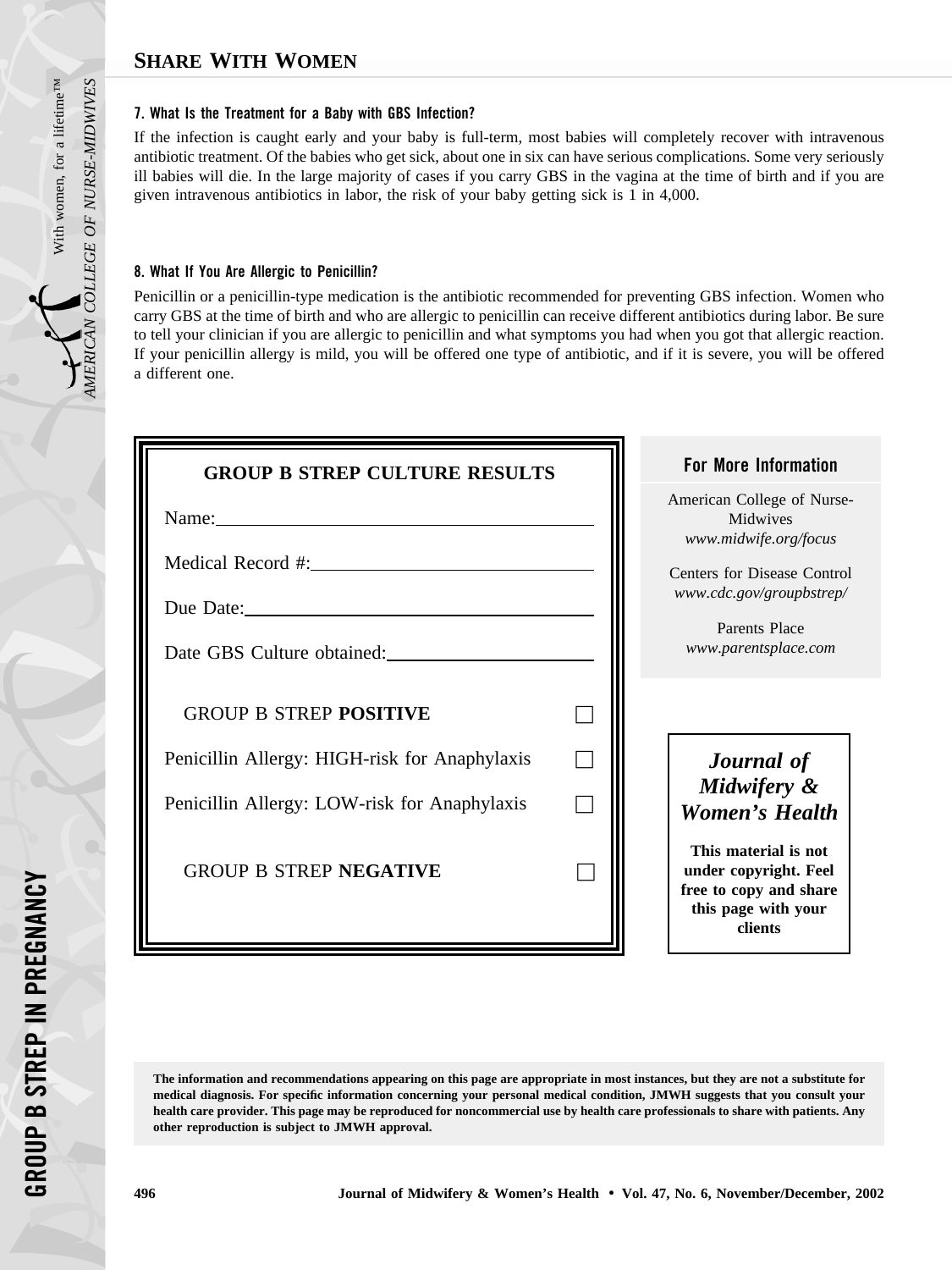## SHARE WITH WOMEN

### 7. What Is the Treatment for a Baby with GBS Infection?

If the infection is caught early and your baby is full-term, most babies will completely recover with intravenous antibiotic treatment. Of the babies who get sick, about one in six can have serious complications. Some very seriously ill babies will die. In the large majority of cases if you carry GBS in the vagina at the time of birth and if you are given intravenous antibiotics in labor, the risk of your baby getting sick is 1 in 4,000.

### 8. What If You Are Allergic to Penicillin?

Penicillin or a penicillin-type medication is the antibiotic recommended for preventing GBS infection. Women who carry GBS at the time of birth and who are allergic to penicillin can receive different antibiotics during labor. Be sure to tell your clinician if you are allergic to penicillin and what symptoms you had when you got that allergic reaction. If your penicillin allergy is mild, you will be offered one type of antibiotic, and if it is severe, you will be offered a different one.

**GROUP B STREP CULTURE RESULTS**

Name: ____________________

Medical Record #: ____________________

Due Date: ____________________

Date GBS Culture obtained: ____________________

GROUP B STREP **POSITIVE** ☐

Penicillin Allergy: HIGH-risk for Anaphylaxis ☐

Penicillin Allergy: LOW-risk for Anaphylaxis ☐

GROUP B STREP **NEGATIVE** ☐

**For More Information**

American College of Nurse-Midwives
*www.midwife.org/focus*

Centers for Disease Control
*www.cdc.gov/groupbstrep/*

Parents Place
*www.parentsplace.com*

***Journal of Midwifery & Women's Health***

**This material is not under copyright. Feel free to copy and share this page with your clients**

**The information and recommendations appearing on this page are appropriate in most instances, but they are not a substitute for medical diagnosis. For specific information concerning your personal medical condition, JMWH suggests that you consult your health care provider. This page may be reproduced for noncommercial use by health care professionals to share with patients. Any other reproduction is subject to JMWH approval.**